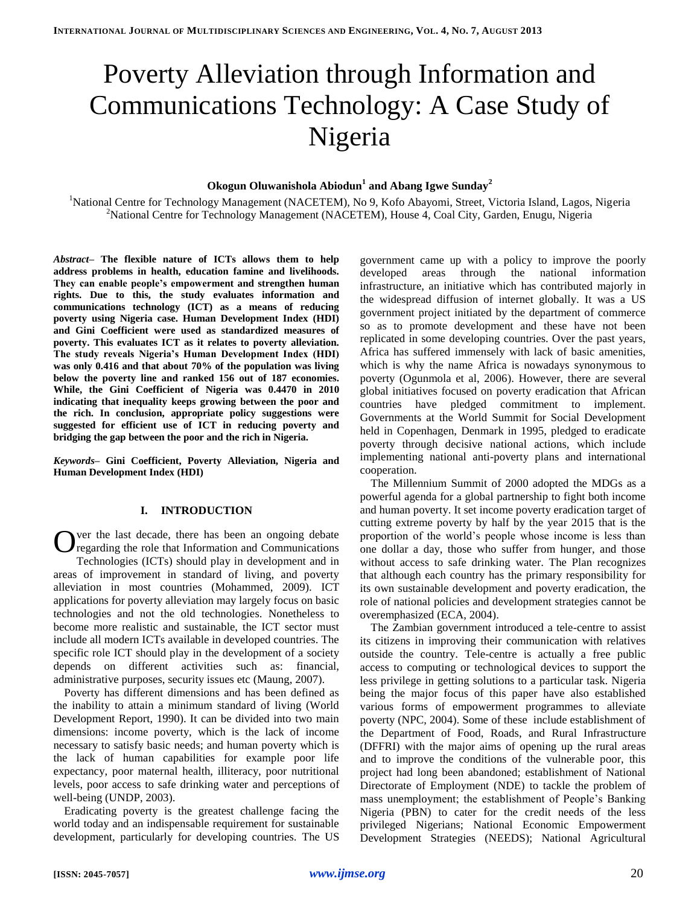# Poverty Alleviation through Information and Communications Technology: A Case Study of Nigeria

**Okogun Oluwanishola Abiodun[1] and Abang Igwe Sunday[2]**

[1]National Centre for Technology Management (NACETEM), No 9, Kofo Abayomi, Street, Victoria Island, Lagos, Nigeria
[2]National Centre for Technology Management (NACETEM), House 4, Coal City, Garden, Enugu, Nigeria

***Abstract*– The flexible nature of ICTs allows them to help address problems in health, education famine and livelihoods. They can enable people's empowerment and strengthen human rights. Due to this, the study evaluates information and communications technology (ICT) as a means of reducing poverty using Nigeria case. Human Development Index (HDI) and Gini Coefficient were used as standardized measures of poverty. This evaluates ICT as it relates to poverty alleviation. The study reveals Nigeria's Human Development Index (HDI) was only 0.416 and that about 70% of the population was living below the poverty line and ranked 156 out of 187 economies. While, the Gini Coefficient of Nigeria was 0.4470 in 2010 indicating that inequality keeps growing between the poor and the rich. In conclusion, appropriate policy suggestions were suggested for efficient use of ICT in reducing poverty and bridging the gap between the poor and the rich in Nigeria.**

***Keywords*– Gini Coefficient, Poverty Alleviation, Nigeria and Human Development Index (HDI)**

## I. INTRODUCTION

Over the last decade, there has been an ongoing debate regarding the role that Information and Communications Technologies (ICTs) should play in development and in areas of improvement in standard of living, and poverty alleviation in most countries (Mohammed, 2009). ICT applications for poverty alleviation may largely focus on basic technologies and not the old technologies. Nonetheless to become more realistic and sustainable, the ICT sector must include all modern ICTs available in developed countries. The specific role ICT should play in the development of a society depends on different activities such as: financial, administrative purposes, security issues etc (Maung, 2007).

Poverty has different dimensions and has been defined as the inability to attain a minimum standard of living (World Development Report, 1990). It can be divided into two main dimensions: income poverty, which is the lack of income necessary to satisfy basic needs; and human poverty which is the lack of human capabilities for example poor life expectancy, poor maternal health, illiteracy, poor nutritional levels, poor access to safe drinking water and perceptions of well-being (UNDP, 2003).

Eradicating poverty is the greatest challenge facing the world today and an indispensable requirement for sustainable development, particularly for developing countries. The US government came up with a policy to improve the poorly developed areas through the national information infrastructure, an initiative which has contributed majorly in the widespread diffusion of internet globally. It was a US government project initiated by the department of commerce so as to promote development and these have not been replicated in some developing countries. Over the past years, Africa has suffered immensely with lack of basic amenities, which is why the name Africa is nowadays synonymous to poverty (Ogunmola et al, 2006). However, there are several global initiatives focused on poverty eradication that African countries have pledged commitment to implement. Governments at the World Summit for Social Development held in Copenhagen, Denmark in 1995, pledged to eradicate poverty through decisive national actions, which include implementing national anti-poverty plans and international cooperation.

The Millennium Summit of 2000 adopted the MDGs as a powerful agenda for a global partnership to fight both income and human poverty. It set income poverty eradication target of cutting extreme poverty by half by the year 2015 that is the proportion of the world's people whose income is less than one dollar a day, those who suffer from hunger, and those without access to safe drinking water. The Plan recognizes that although each country has the primary responsibility for its own sustainable development and poverty eradication, the role of national policies and development strategies cannot be overemphasized (ECA, 2004).

The Zambian government introduced a tele-centre to assist its citizens in improving their communication with relatives outside the country. Tele-centre is actually a free public access to computing or technological devices to support the less privilege in getting solutions to a particular task. Nigeria being the major focus of this paper have also established various forms of empowerment programmes to alleviate poverty (NPC, 2004). Some of these include establishment of the Department of Food, Roads, and Rural Infrastructure (DFFRI) with the major aims of opening up the rural areas and to improve the conditions of the vulnerable poor, this project had long been abandoned; establishment of National Directorate of Employment (NDE) to tackle the problem of mass unemployment; the establishment of People's Banking Nigeria (PBN) to cater for the credit needs of the less privileged Nigerians; National Economic Empowerment Development Strategies (NEEDS); National Agricultural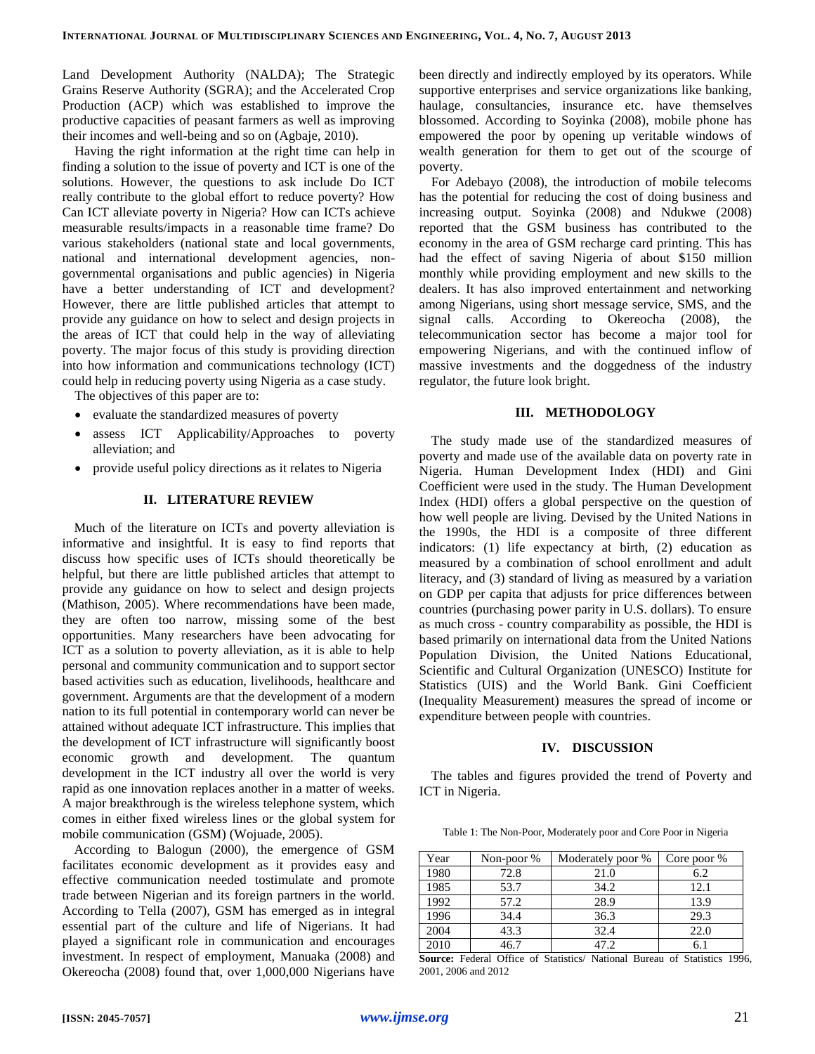Land Development Authority (NALDA); The Strategic Grains Reserve Authority (SGRA); and the Accelerated Crop Production (ACP) which was established to improve the productive capacities of peasant farmers as well as improving their incomes and well-being and so on (Agbaje, 2010).

Having the right information at the right time can help in finding a solution to the issue of poverty and ICT is one of the solutions. However, the questions to ask include Do ICT really contribute to the global effort to reduce poverty? How Can ICT alleviate poverty in Nigeria? How can ICTs achieve measurable results/impacts in a reasonable time frame? Do various stakeholders (national state and local governments, national and international development agencies, non-governmental organisations and public agencies) in Nigeria have a better understanding of ICT and development? However, there are little published articles that attempt to provide any guidance on how to select and design projects in the areas of ICT that could help in the way of alleviating poverty. The major focus of this study is providing direction into how information and communications technology (ICT) could help in reducing poverty using Nigeria as a case study.

The objectives of this paper are to:

- evaluate the standardized measures of poverty
- assess ICT Applicability/Approaches to poverty alleviation; and
- provide useful policy directions as it relates to Nigeria

## II. LITERATURE REVIEW

Much of the literature on ICTs and poverty alleviation is informative and insightful. It is easy to find reports that discuss how specific uses of ICTs should theoretically be helpful, but there are little published articles that attempt to provide any guidance on how to select and design projects (Mathison, 2005). Where recommendations have been made, they are often too narrow, missing some of the best opportunities. Many researchers have been advocating for ICT as a solution to poverty alleviation, as it is able to help personal and community communication and to support sector based activities such as education, livelihoods, healthcare and government. Arguments are that the development of a modern nation to its full potential in contemporary world can never be attained without adequate ICT infrastructure. This implies that the development of ICT infrastructure will significantly boost economic growth and development. The quantum development in the ICT industry all over the world is very rapid as one innovation replaces another in a matter of weeks. A major breakthrough is the wireless telephone system, which comes in either fixed wireless lines or the global system for mobile communication (GSM) (Wojuade, 2005).

According to Balogun (2000), the emergence of GSM facilitates economic development as it provides easy and effective communication needed tostimulate and promote trade between Nigerian and its foreign partners in the world. According to Tella (2007), GSM has emerged as in integral essential part of the culture and life of Nigerians. It had played a significant role in communication and encourages investment. In respect of employment, Manuaka (2008) and Okereocha (2008) found that, over 1,000,000 Nigerians have been directly and indirectly employed by its operators. While supportive enterprises and service organizations like banking, haulage, consultancies, insurance etc. have themselves blossomed. According to Soyinka (2008), mobile phone has empowered the poor by opening up veritable windows of wealth generation for them to get out of the scourge of poverty.

For Adebayo (2008), the introduction of mobile telecoms has the potential for reducing the cost of doing business and increasing output. Soyinka (2008) and Ndukwe (2008) reported that the GSM business has contributed to the economy in the area of GSM recharge card printing. This has had the effect of saving Nigeria of about $150 million monthly while providing employment and new skills to the dealers. It has also improved entertainment and networking among Nigerians, using short message service, SMS, and the signal calls. According to Okereocha (2008), the telecommunication sector has become a major tool for empowering Nigerians, and with the continued inflow of massive investments and the doggedness of the industry regulator, the future look bright.

## III. METHODOLOGY

The study made use of the standardized measures of poverty and made use of the available data on poverty rate in Nigeria. Human Development Index (HDI) and Gini Coefficient were used in the study. The Human Development Index (HDI) offers a global perspective on the question of how well people are living. Devised by the United Nations in the 1990s, the HDI is a composite of three different indicators: (1) life expectancy at birth, (2) education as measured by a combination of school enrollment and adult literacy, and (3) standard of living as measured by a variation on GDP per capita that adjusts for price differences between countries (purchasing power parity in U.S. dollars). To ensure as much cross - country comparability as possible, the HDI is based primarily on international data from the United Nations Population Division, the United Nations Educational, Scientific and Cultural Organization (UNESCO) Institute for Statistics (UIS) and the World Bank. Gini Coefficient (Inequality Measurement) measures the spread of income or expenditure between people with countries.

## IV. DISCUSSION

The tables and figures provided the trend of Poverty and ICT in Nigeria.

Table 1: The Non-Poor, Moderately poor and Core Poor in Nigeria

| Year | Non-poor % | Moderately poor % | Core poor % |
|---|---|---|---|
| 1980 | 72.8 | 21.0 | 6.2 |
| 1985 | 53.7 | 34.2 | 12.1 |
| 1992 | 57.2 | 28.9 | 13.9 |
| 1996 | 34.4 | 36.3 | 29.3 |
| 2004 | 43.3 | 32.4 | 22.0 |
| 2010 | 46.7 | 47.2 | 6.1 |

**Source:** Federal Office of Statistics/ National Bureau of Statistics 1996, 2001, 2006 and 2012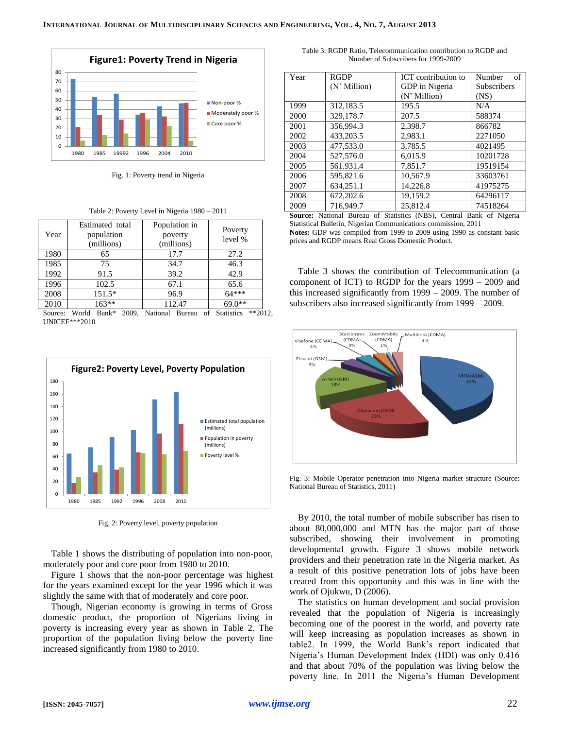Fig. 1: Poverty trend in Nigeria

Table 2: Poverty Level in Nigeria 1980 – 2011

| Year | Estimated total population (millions) | Population in poverty (millions) | Poverty level % |
|---|---|---|---|
| 1980 | 65 | 17.7 | 27.2 |
| 1985 | 75 | 34.7 | 46.3 |
| 1992 | 91.5 | 39.2 | 42.9 |
| 1996 | 102.5 | 67.1 | 65.6 |
| 2008 | 151.5* | 96.9 | 64*** |
| 2010 | 163** | 112.47 | 69.0** |

Source: World Bank* 2009, National Bureau of Statistics **2012, UNICEF***2010

Fig. 2: Poverty level, poverty population

Table 1 shows the distributing of population into non-poor, moderately poor and core poor from 1980 to 2010.

Figure 1 shows that the non-poor percentage was highest for the years examined except for the year 1996 which it was slightly the same with that of moderately and core poor.

Though, Nigerian economy is growing in terms of Gross domestic product, the proportion of Nigerians living in poverty is increasing every year as shown in Table 2. The proportion of the population living below the poverty line increased significantly from 1980 to 2010.

Table 3: RGDP Ratio, Telecommunication contribution to RGDP and Number of Subscribers for 1999-2009

| Year | RGDP (N' Million) | ICT contribution to GDP in Nigeria (N' Million) | Number of Subscribers (NS) |
|---|---|---|---|
| 1999 | 312,183.5 | 195.5 | N/A |
| 2000 | 329,178.7 | 207.5 | 588374 |
| 2001 | 356,994.3 | 2,398.7 | 866782 |
| 2002 | 433,203.5 | 2,983.1 | 2271050 |
| 2003 | 477,533.0 | 3,785.5 | 4021495 |
| 2004 | 527,576.0 | 6,015.9 | 10201728 |
| 2005 | 561.931.4 | 7,851.7 | 19519154 |
| 2006 | 595,821.6 | 10,567.9 | 33603761 |
| 2007 | 634,251.1 | 14,226.8 | 41975275 |
| 2008 | 672,202.6 | 19,159.2 | 64296117 |
| 2009 | 716,949.7 | 25,812.4 | 74518264 |

**Source:** National Bureau of Statistics (NBS), Central Bank of Nigeria Statistical Bulletin, Nigerian Communications commission, 2011

**Notes:** GDP was compiled from 1999 to 2009 using 1990 as constant basic prices and RGDP means Real Gross Domestic Product.

Table 3 shows the contribution of Telecommunication (a component of ICT) to RGDP for the years 1999 – 2009 and this increased significantly from 1999 – 2009. The number of subscribers also increased significantly from 1999 – 2009.

Fig. 3: Mobile Operator penetration into Nigeria market structure (Source: National Bureau of Statistics, 2011)

By 2010, the total number of mobile subscriber has risen to about 80,000,000 and MTN has the major part of those subscribed, showing their involvement in promoting developmental growth. Figure 3 shows mobile network providers and their penetration rate in the Nigeria market. As a result of this positive penetration lots of jobs have been created from this opportunity and this was in line with the work of Ojukwu, D (2006).

The statistics on human development and social provision revealed that the population of Nigeria is increasingly becoming one of the poorest in the world, and poverty rate will keep increasing as population increases as shown in table2. In 1999, the World Bank's report indicated that Nigeria's Human Development Index (HDI) was only 0.416 and that about 70% of the population was living below the poverty line. In 2011 the Nigeria's Human Development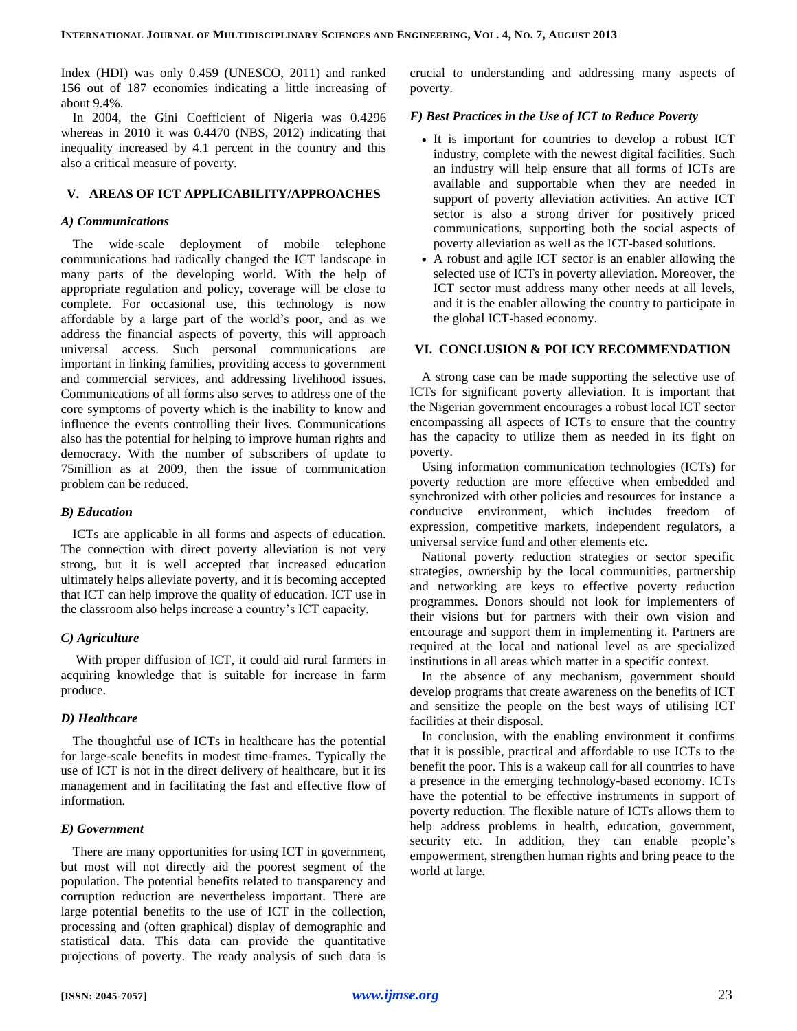Index (HDI) was only 0.459 (UNESCO, 2011) and ranked 156 out of 187 economies indicating a little increasing of about 9.4%.

In 2004, the Gini Coefficient of Nigeria was 0.4296 whereas in 2010 it was 0.4470 (NBS, 2012) indicating that inequality increased by 4.1 percent in the country and this also a critical measure of poverty.

## V. AREAS OF ICT APPLICABILITY/APPROACHES

### *A) Communications*

The wide-scale deployment of mobile telephone communications had radically changed the ICT landscape in many parts of the developing world. With the help of appropriate regulation and policy, coverage will be close to complete. For occasional use, this technology is now affordable by a large part of the world's poor, and as we address the financial aspects of poverty, this will approach universal access. Such personal communications are important in linking families, providing access to government and commercial services, and addressing livelihood issues. Communications of all forms also serves to address one of the core symptoms of poverty which is the inability to know and influence the events controlling their lives. Communications also has the potential for helping to improve human rights and democracy. With the number of subscribers of update to 75million as at 2009, then the issue of communication problem can be reduced.

### *B) Education*

ICTs are applicable in all forms and aspects of education. The connection with direct poverty alleviation is not very strong, but it is well accepted that increased education ultimately helps alleviate poverty, and it is becoming accepted that ICT can help improve the quality of education. ICT use in the classroom also helps increase a country's ICT capacity.

### *C) Agriculture*

With proper diffusion of ICT, it could aid rural farmers in acquiring knowledge that is suitable for increase in farm produce.

### *D) Healthcare*

The thoughtful use of ICTs in healthcare has the potential for large-scale benefits in modest time-frames. Typically the use of ICT is not in the direct delivery of healthcare, but it its management and in facilitating the fast and effective flow of information.

### *E) Government*

There are many opportunities for using ICT in government, but most will not directly aid the poorest segment of the population. The potential benefits related to transparency and corruption reduction are nevertheless important. There are large potential benefits to the use of ICT in the collection, processing and (often graphical) display of demographic and statistical data. This data can provide the quantitative projections of poverty. The ready analysis of such data is crucial to understanding and addressing many aspects of poverty.

### *F) Best Practices in the Use of ICT to Reduce Poverty*

- It is important for countries to develop a robust ICT industry, complete with the newest digital facilities. Such an industry will help ensure that all forms of ICTs are available and supportable when they are needed in support of poverty alleviation activities. An active ICT sector is also a strong driver for positively priced communications, supporting both the social aspects of poverty alleviation as well as the ICT-based solutions.
- A robust and agile ICT sector is an enabler allowing the selected use of ICTs in poverty alleviation. Moreover, the ICT sector must address many other needs at all levels, and it is the enabler allowing the country to participate in the global ICT-based economy.

## VI. CONCLUSION & POLICY RECOMMENDATION

A strong case can be made supporting the selective use of ICTs for significant poverty alleviation. It is important that the Nigerian government encourages a robust local ICT sector encompassing all aspects of ICTs to ensure that the country has the capacity to utilize them as needed in its fight on poverty.

Using information communication technologies (ICTs) for poverty reduction are more effective when embedded and synchronized with other policies and resources for instance a conducive environment, which includes freedom of expression, competitive markets, independent regulators, a universal service fund and other elements etc.

National poverty reduction strategies or sector specific strategies, ownership by the local communities, partnership and networking are keys to effective poverty reduction programmes. Donors should not look for implementers of their visions but for partners with their own vision and encourage and support them in implementing it. Partners are required at the local and national level as are specialized institutions in all areas which matter in a specific context.

In the absence of any mechanism, government should develop programs that create awareness on the benefits of ICT and sensitize the people on the best ways of utilising ICT facilities at their disposal.

In conclusion, with the enabling environment it confirms that it is possible, practical and affordable to use ICTs to the benefit the poor. This is a wakeup call for all countries to have a presence in the emerging technology-based economy. ICTs have the potential to be effective instruments in support of poverty reduction. The flexible nature of ICTs allows them to help address problems in health, education, government, security etc. In addition, they can enable people's empowerment, strengthen human rights and bring peace to the world at large.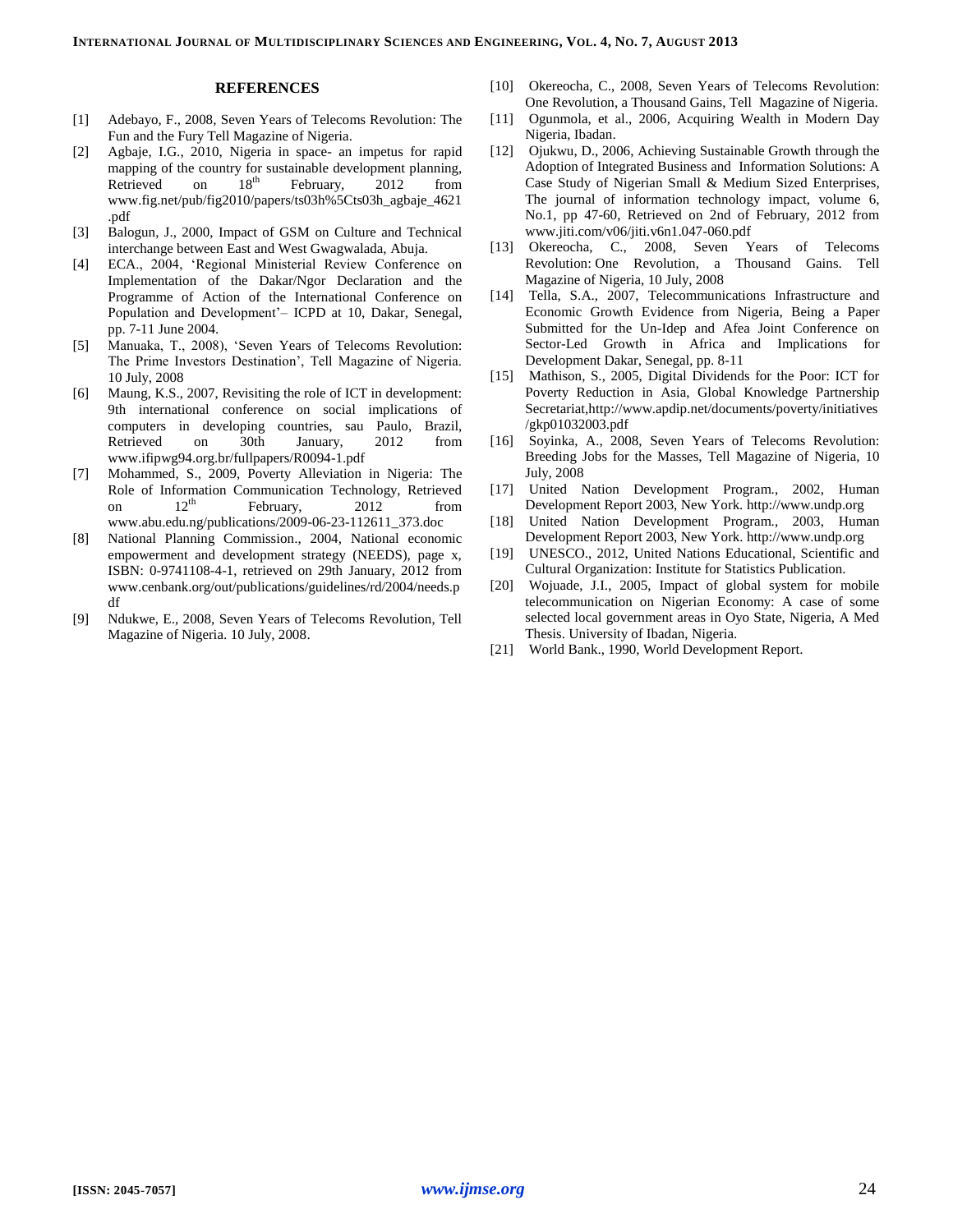## REFERENCES

[1] Adebayo, F., 2008, Seven Years of Telecoms Revolution: The Fun and the Fury Tell Magazine of Nigeria.

[2] Agbaje, I.G., 2010, Nigeria in space- an impetus for rapid mapping of the country for sustainable development planning, Retrieved on 18th February, 2012 from www.fig.net/pub/fig2010/papers/ts03h%5Cts03h_agbaje_4621.pdf

[3] Balogun, J., 2000, Impact of GSM on Culture and Technical interchange between East and West Gwagwalada, Abuja.

[4] ECA., 2004, 'Regional Ministerial Review Conference on Implementation of the Dakar/Ngor Declaration and the Programme of Action of the International Conference on Population and Development'– ICPD at 10, Dakar, Senegal, pp. 7-11 June 2004.

[5] Manuaka, T., 2008), 'Seven Years of Telecoms Revolution: The Prime Investors Destination', Tell Magazine of Nigeria. 10 July, 2008

[6] Maung, K.S., 2007, Revisiting the role of ICT in development: 9th international conference on social implications of computers in developing countries, sau Paulo, Brazil, Retrieved on 30th January, 2012 from www.ifipwg94.org.br/fullpapers/R0094-1.pdf

[7] Mohammed, S., 2009, Poverty Alleviation in Nigeria: The Role of Information Communication Technology, Retrieved on 12th February, 2012 from www.abu.edu.ng/publications/2009-06-23-112611_373.doc

[8] National Planning Commission., 2004, National economic empowerment and development strategy (NEEDS), page x, ISBN: 0-9741108-4-1, retrieved on 29th January, 2012 from www.cenbank.org/out/publications/guidelines/rd/2004/needs.pdf

[9] Ndukwe, E., 2008, Seven Years of Telecoms Revolution, Tell Magazine of Nigeria. 10 July, 2008.

[10] Okereocha, C., 2008, Seven Years of Telecoms Revolution: One Revolution, a Thousand Gains, Tell Magazine of Nigeria.

[11] Ogunmola, et al., 2006, Acquiring Wealth in Modern Day Nigeria, Ibadan.

[12] Ojukwu, D., 2006, Achieving Sustainable Growth through the Adoption of Integrated Business and Information Solutions: A Case Study of Nigerian Small & Medium Sized Enterprises, The journal of information technology impact, volume 6, No.1, pp 47-60, Retrieved on 2nd of February, 2012 from www.jiti.com/v06/jiti.v6n1.047-060.pdf

[13] Okereocha, C., 2008, Seven Years of Telecoms Revolution: One Revolution, a Thousand Gains. Tell Magazine of Nigeria, 10 July, 2008

[14] Tella, S.A., 2007, Telecommunications Infrastructure and Economic Growth Evidence from Nigeria, Being a Paper Submitted for the Un-Idep and Afea Joint Conference on Sector-Led Growth in Africa and Implications for Development Dakar, Senegal, pp. 8-11

[15] Mathison, S., 2005, Digital Dividends for the Poor: ICT for Poverty Reduction in Asia, Global Knowledge Partnership Secretariat,http://www.apdip.net/documents/poverty/initiatives/gkp01032003.pdf

[16] Soyinka, A., 2008, Seven Years of Telecoms Revolution: Breeding Jobs for the Masses, Tell Magazine of Nigeria, 10 July, 2008

[17] United Nation Development Program., 2002, Human Development Report 2003, New York. http://www.undp.org

[18] United Nation Development Program., 2003, Human Development Report 2003, New York. http://www.undp.org

[19] UNESCO., 2012, United Nations Educational, Scientific and Cultural Organization: Institute for Statistics Publication.

[20] Wojuade, J.I., 2005, Impact of global system for mobile telecommunication on Nigerian Economy: A case of some selected local government areas in Oyo State, Nigeria, A Med Thesis. University of Ibadan, Nigeria.

[21] World Bank., 1990, World Development Report.